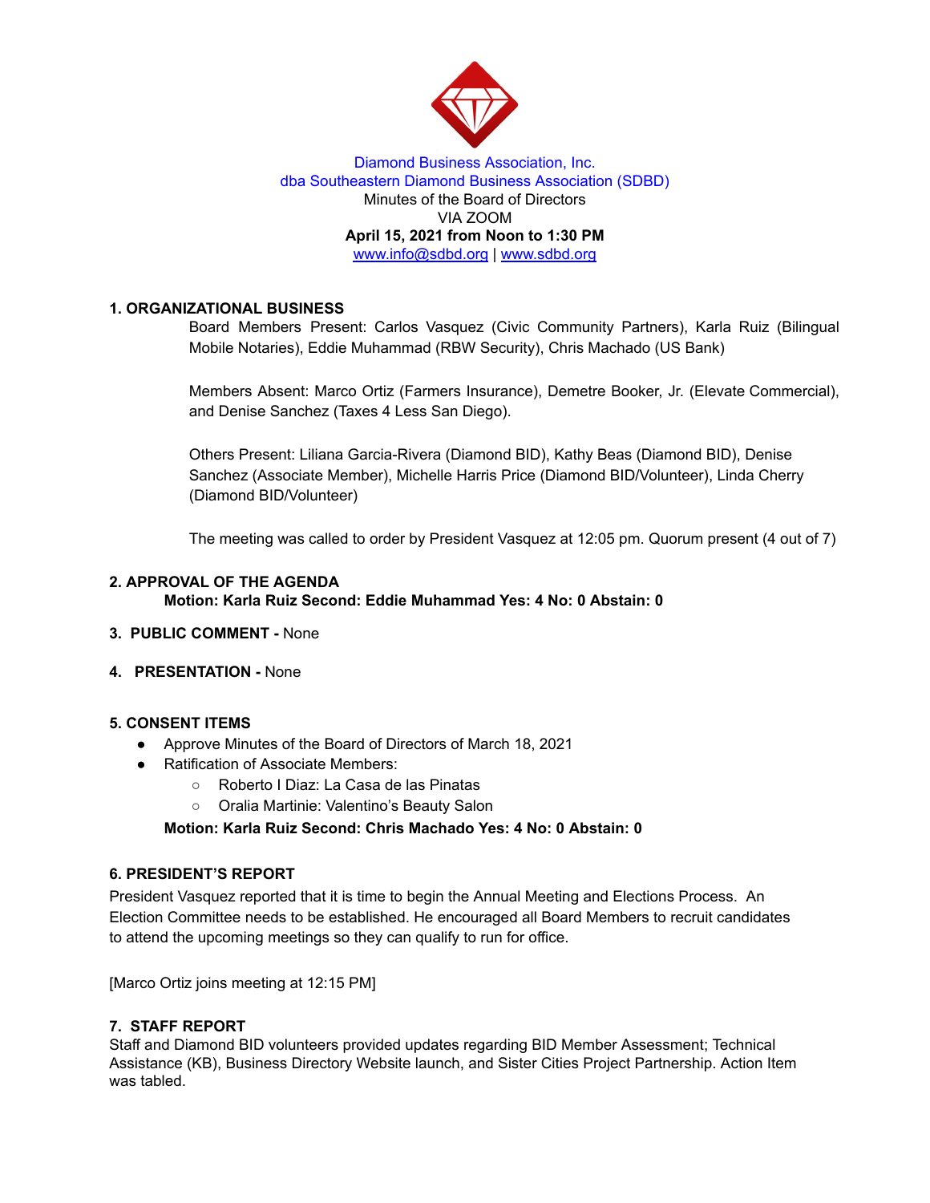Diamond Business Association, Inc.
dba Southeastern Diamond Business Association (SDBD)
Minutes of the Board of Directors
VIA ZOOM
**April 15, 2021 from Noon to 1:30 PM**
www.info@sdbd.org | www.sdbd.org

## 1. ORGANIZATIONAL BUSINESS

Board Members Present: Carlos Vasquez (Civic Community Partners), Karla Ruiz (Bilingual Mobile Notaries), Eddie Muhammad (RBW Security), Chris Machado (US Bank)

Members Absent: Marco Ortiz (Farmers Insurance), Demetre Booker, Jr. (Elevate Commercial), and Denise Sanchez (Taxes 4 Less San Diego).

Others Present: Liliana Garcia-Rivera (Diamond BID), Kathy Beas (Diamond BID), Denise Sanchez (Associate Member), Michelle Harris Price (Diamond BID/Volunteer), Linda Cherry (Diamond BID/Volunteer)

The meeting was called to order by President Vasquez at 12:05 pm. Quorum present (4 out of 7)

## 2. APPROVAL OF THE AGENDA

**Motion: Karla Ruiz Second: Eddie Muhammad Yes: 4 No: 0 Abstain: 0**

## 3. PUBLIC COMMENT - None

## 4. PRESENTATION - None

## 5. CONSENT ITEMS

- Approve Minutes of the Board of Directors of March 18, 2021
- Ratification of Associate Members:
  - Roberto I Diaz: La Casa de las Pinatas
  - Oralia Martinie: Valentino's Beauty Salon

**Motion: Karla Ruiz Second: Chris Machado Yes: 4 No: 0 Abstain: 0**

## 6. PRESIDENT'S REPORT

President Vasquez reported that it is time to begin the Annual Meeting and Elections Process. An Election Committee needs to be established. He encouraged all Board Members to recruit candidates to attend the upcoming meetings so they can qualify to run for office.

[Marco Ortiz joins meeting at 12:15 PM]

## 7. STAFF REPORT

Staff and Diamond BID volunteers provided updates regarding BID Member Assessment; Technical Assistance (KB), Business Directory Website launch, and Sister Cities Project Partnership. Action Item was tabled.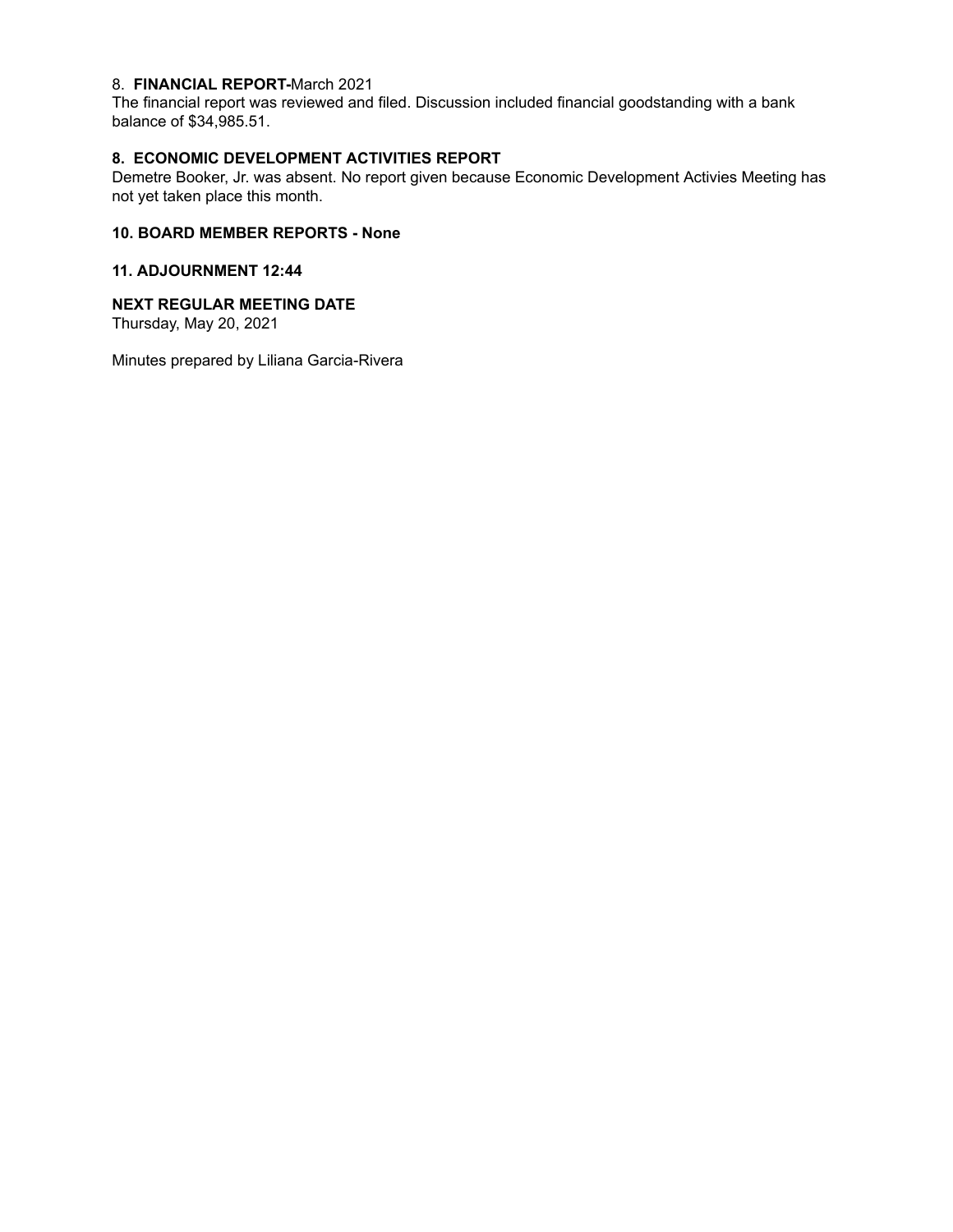8. **FINANCIAL REPORT-**March 2021

The financial report was reviewed and filed. Discussion included financial goodstanding with a bank balance of $34,985.51.

**8. ECONOMIC DEVELOPMENT ACTIVITIES REPORT**

Demetre Booker, Jr. was absent. No report given because Economic Development Activies Meeting has not yet taken place this month.

**10. BOARD MEMBER REPORTS - None**

**11. ADJOURNMENT 12:44**

**NEXT REGULAR MEETING DATE**

Thursday, May 20, 2021

Minutes prepared by Liliana Garcia-Rivera